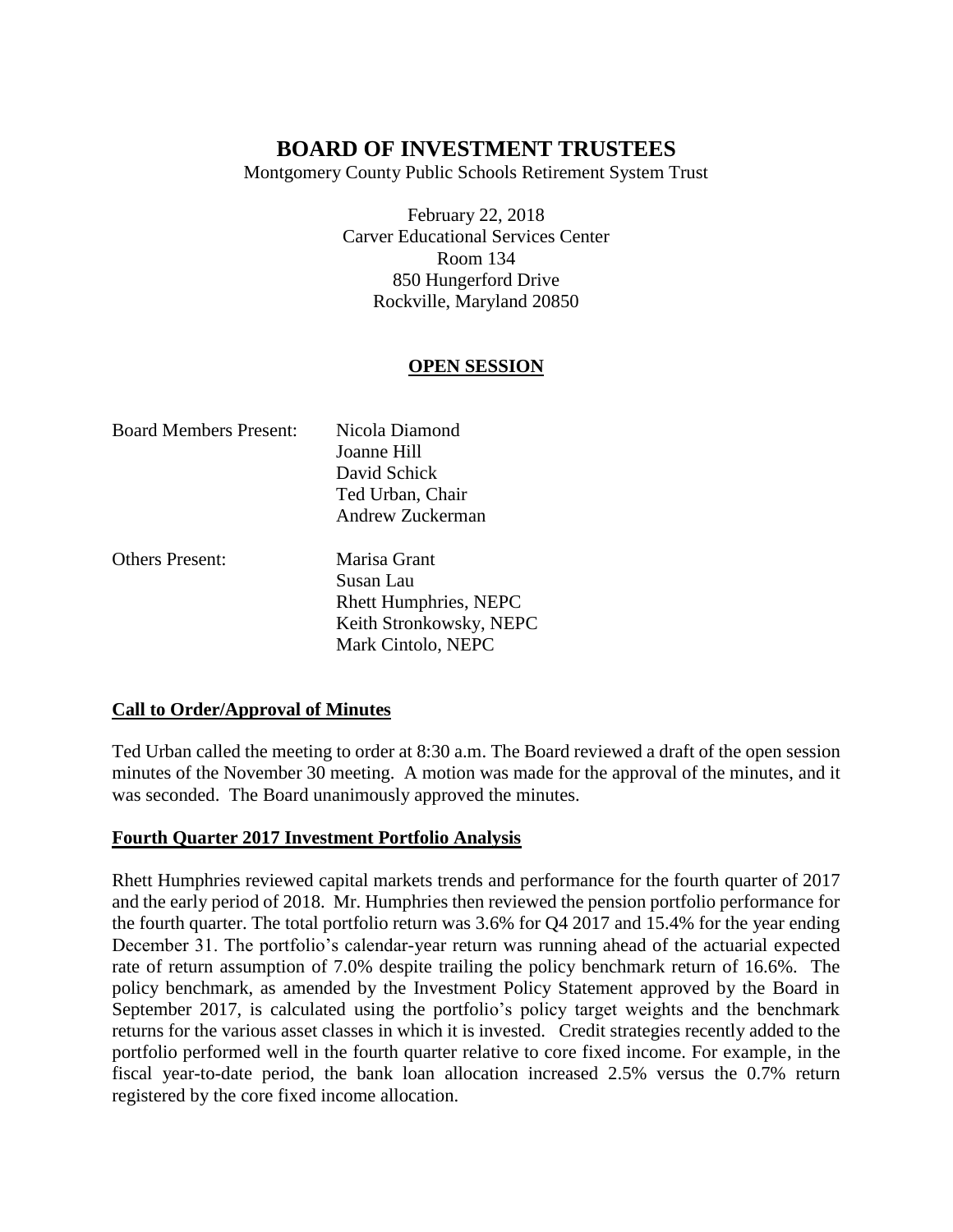# BOARD OF INVESTMENT TRUSTEES

Montgomery County Public Schools Retirement System Trust

February 22, 2018
Carver Educational Services Center
Room 134
850 Hungerford Drive
Rockville, Maryland 20850

**OPEN SESSION**

Board Members Present: Nicola Diamond
Joanne Hill
David Schick
Ted Urban, Chair
Andrew Zuckerman

Others Present: Marisa Grant
Susan Lau
Rhett Humphries, NEPC
Keith Stronkowsky, NEPC
Mark Cintolo, NEPC

## Call to Order/Approval of Minutes

Ted Urban called the meeting to order at 8:30 a.m. The Board reviewed a draft of the open session minutes of the November 30 meeting. A motion was made for the approval of the minutes, and it was seconded. The Board unanimously approved the minutes.

## Fourth Quarter 2017 Investment Portfolio Analysis

Rhett Humphries reviewed capital markets trends and performance for the fourth quarter of 2017 and the early period of 2018. Mr. Humphries then reviewed the pension portfolio performance for the fourth quarter. The total portfolio return was 3.6% for Q4 2017 and 15.4% for the year ending December 31. The portfolio's calendar-year return was running ahead of the actuarial expected rate of return assumption of 7.0% despite trailing the policy benchmark return of 16.6%. The policy benchmark, as amended by the Investment Policy Statement approved by the Board in September 2017, is calculated using the portfolio's policy target weights and the benchmark returns for the various asset classes in which it is invested. Credit strategies recently added to the portfolio performed well in the fourth quarter relative to core fixed income. For example, in the fiscal year-to-date period, the bank loan allocation increased 2.5% versus the 0.7% return registered by the core fixed income allocation.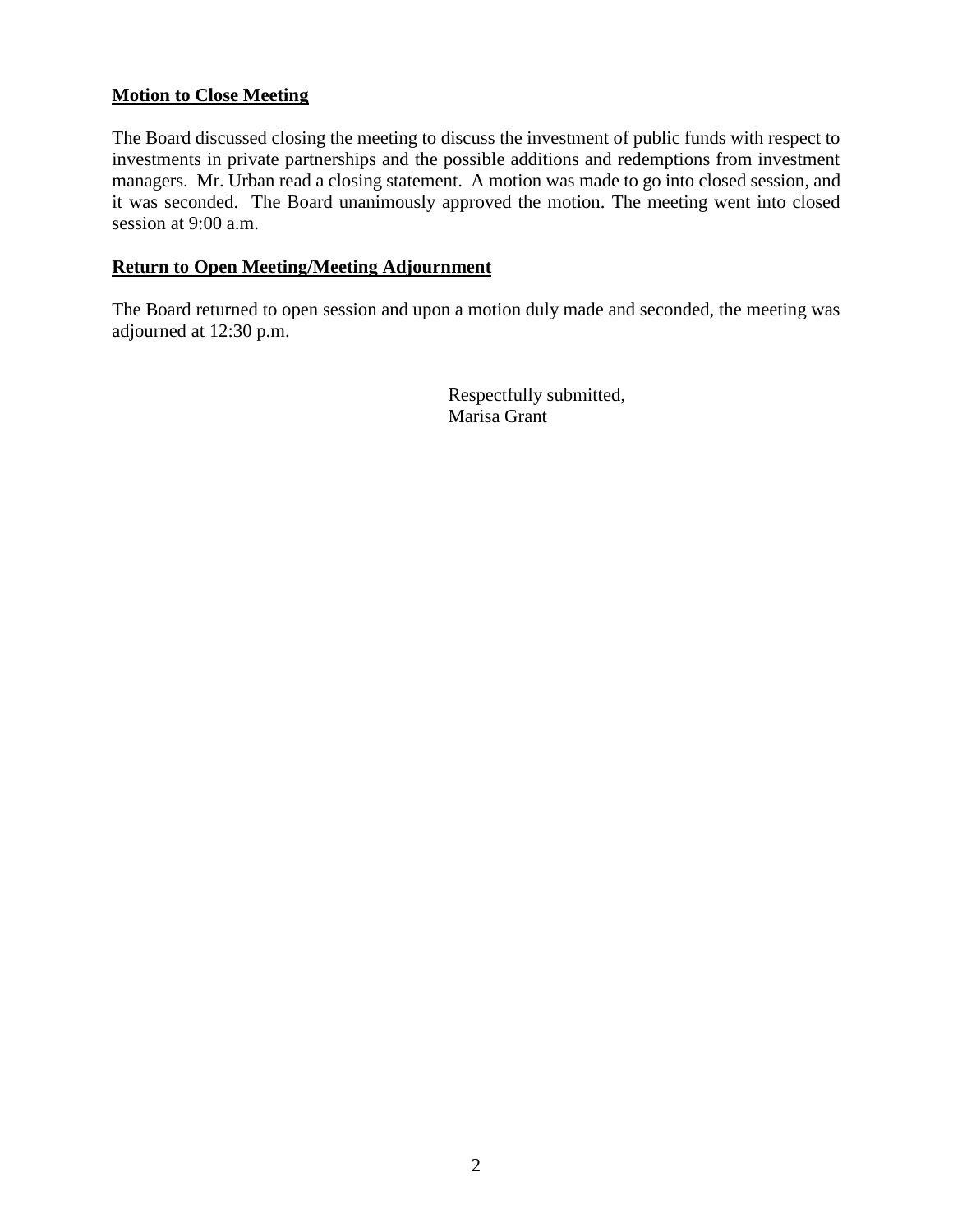**Motion to Close Meeting**

The Board discussed closing the meeting to discuss the investment of public funds with respect to investments in private partnerships and the possible additions and redemptions from investment managers. Mr. Urban read a closing statement. A motion was made to go into closed session, and it was seconded. The Board unanimously approved the motion. The meeting went into closed session at 9:00 a.m.

**Return to Open Meeting/Meeting Adjournment**

The Board returned to open session and upon a motion duly made and seconded, the meeting was adjourned at 12:30 p.m.

Respectfully submitted,
Marisa Grant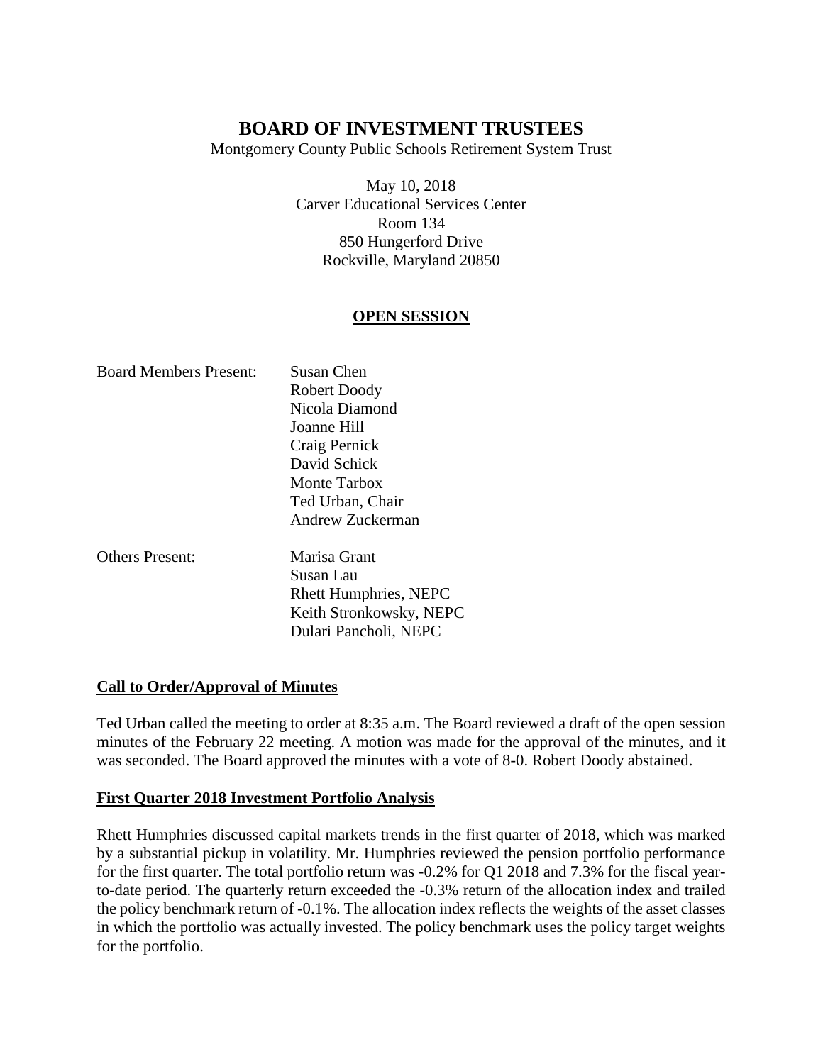# BOARD OF INVESTMENT TRUSTEES

Montgomery County Public Schools Retirement System Trust

May 10, 2018
Carver Educational Services Center
Room 134
850 Hungerford Drive
Rockville, Maryland 20850

## OPEN SESSION

| | |
|---|---|
| Board Members Present: | Susan Chen |
| | Robert Doody |
| | Nicola Diamond |
| | Joanne Hill |
| | Craig Pernick |
| | David Schick |
| | Monte Tarbox |
| | Ted Urban, Chair |
| | Andrew Zuckerman |
| Others Present: | Marisa Grant |
| | Susan Lau |
| | Rhett Humphries, NEPC |
| | Keith Stronkowsky, NEPC |
| | Dulari Pancholi, NEPC |

### Call to Order/Approval of Minutes

Ted Urban called the meeting to order at 8:35 a.m. The Board reviewed a draft of the open session minutes of the February 22 meeting. A motion was made for the approval of the minutes, and it was seconded. The Board approved the minutes with a vote of 8-0. Robert Doody abstained.

### First Quarter 2018 Investment Portfolio Analysis

Rhett Humphries discussed capital markets trends in the first quarter of 2018, which was marked by a substantial pickup in volatility. Mr. Humphries reviewed the pension portfolio performance for the first quarter. The total portfolio return was -0.2% for Q1 2018 and 7.3% for the fiscal year-to-date period. The quarterly return exceeded the -0.3% return of the allocation index and trailed the policy benchmark return of -0.1%. The allocation index reflects the weights of the asset classes in which the portfolio was actually invested. The policy benchmark uses the policy target weights for the portfolio.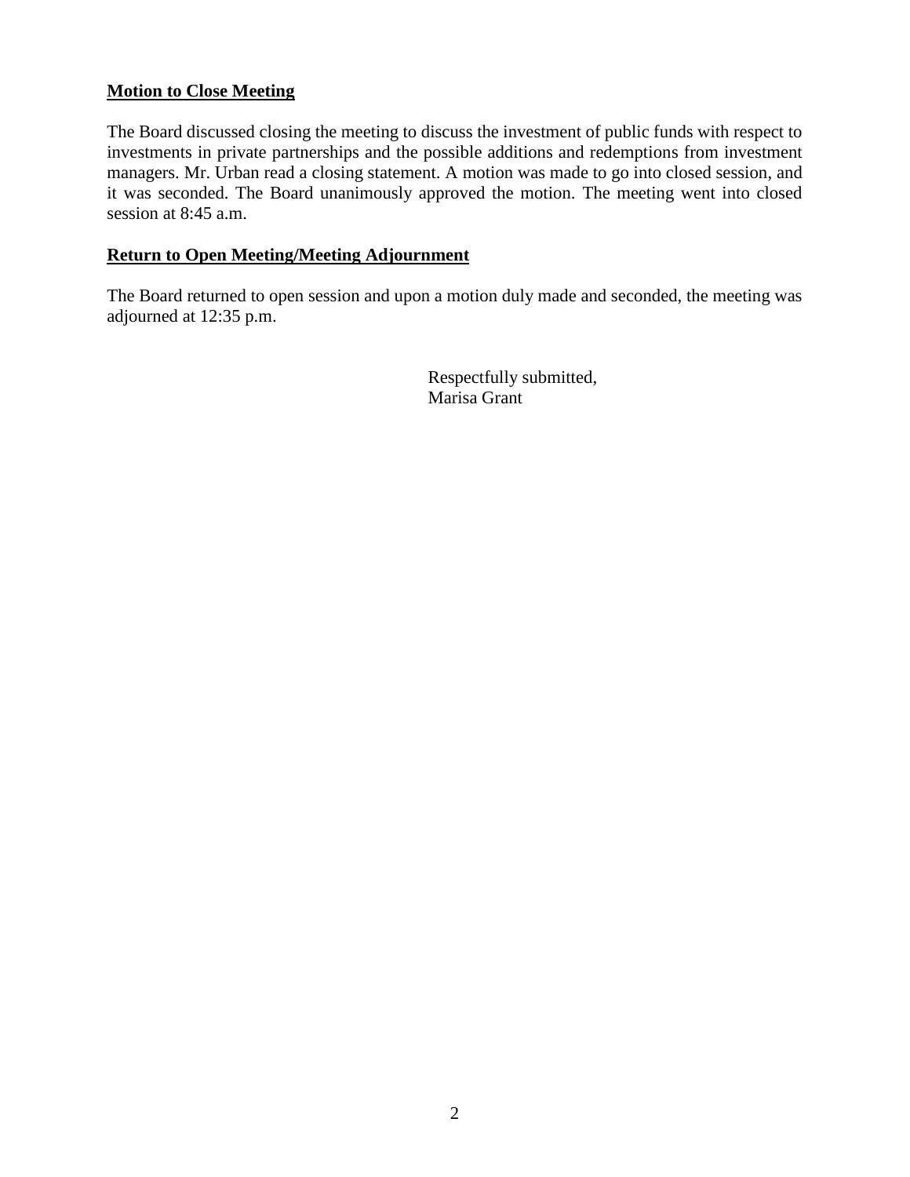**Motion to Close Meeting**

The Board discussed closing the meeting to discuss the investment of public funds with respect to investments in private partnerships and the possible additions and redemptions from investment managers. Mr. Urban read a closing statement. A motion was made to go into closed session, and it was seconded. The Board unanimously approved the motion. The meeting went into closed session at 8:45 a.m.

**Return to Open Meeting/Meeting Adjournment**

The Board returned to open session and upon a motion duly made and seconded, the meeting was adjourned at 12:35 p.m.

Respectfully submitted,
Marisa Grant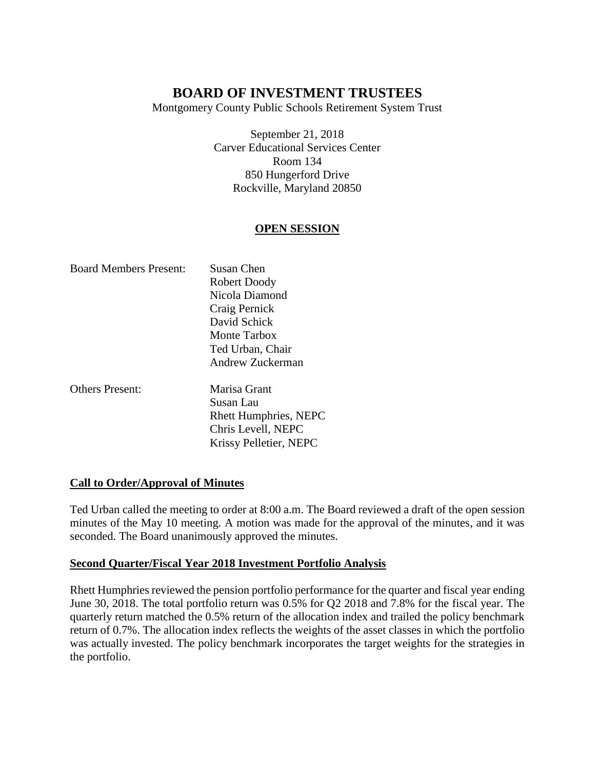# BOARD OF INVESTMENT TRUSTEES

Montgomery County Public Schools Retirement System Trust

September 21, 2018
Carver Educational Services Center
Room 134
850 Hungerford Drive
Rockville, Maryland 20850

**OPEN SESSION**

Board Members Present: Susan Chen
Robert Doody
Nicola Diamond
Craig Pernick
David Schick
Monte Tarbox
Ted Urban, Chair
Andrew Zuckerman

Others Present: Marisa Grant
Susan Lau
Rhett Humphries, NEPC
Chris Levell, NEPC
Krissy Pelletier, NEPC

**Call to Order/Approval of Minutes**

Ted Urban called the meeting to order at 8:00 a.m. The Board reviewed a draft of the open session minutes of the May 10 meeting. A motion was made for the approval of the minutes, and it was seconded. The Board unanimously approved the minutes.

**Second Quarter/Fiscal Year 2018 Investment Portfolio Analysis**

Rhett Humphries reviewed the pension portfolio performance for the quarter and fiscal year ending June 30, 2018. The total portfolio return was 0.5% for Q2 2018 and 7.8% for the fiscal year. The quarterly return matched the 0.5% return of the allocation index and trailed the policy benchmark return of 0.7%. The allocation index reflects the weights of the asset classes in which the portfolio was actually invested. The policy benchmark incorporates the target weights for the strategies in the portfolio.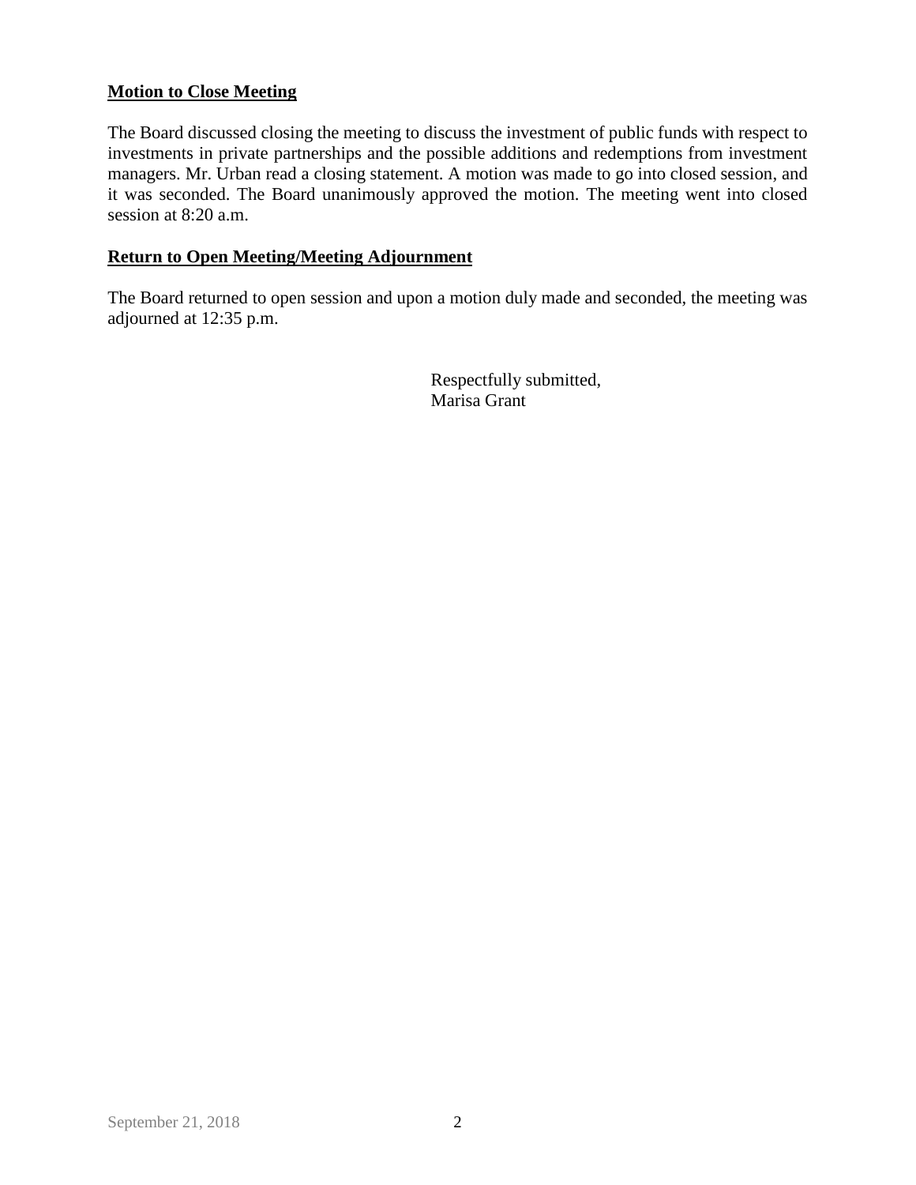**Motion to Close Meeting**

The Board discussed closing the meeting to discuss the investment of public funds with respect to investments in private partnerships and the possible additions and redemptions from investment managers. Mr. Urban read a closing statement. A motion was made to go into closed session, and it was seconded. The Board unanimously approved the motion. The meeting went into closed session at 8:20 a.m.

**Return to Open Meeting/Meeting Adjournment**

The Board returned to open session and upon a motion duly made and seconded, the meeting was adjourned at 12:35 p.m.

Respectfully submitted,  
Marisa Grant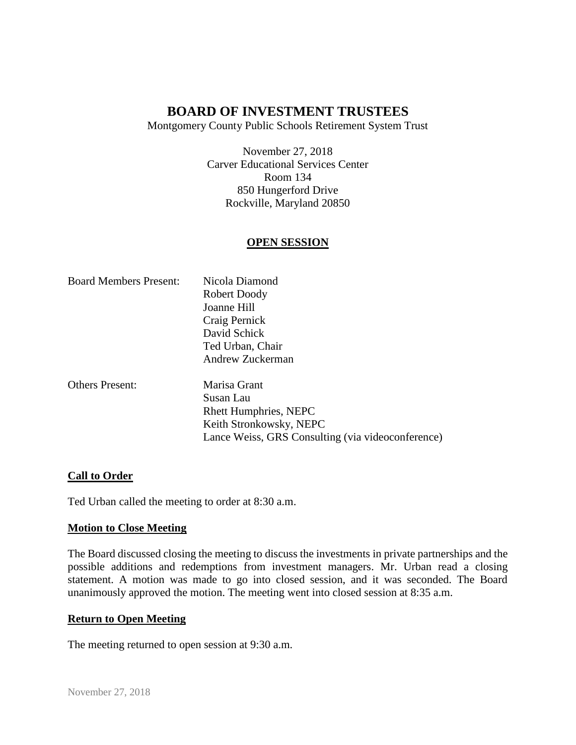# BOARD OF INVESTMENT TRUSTEES

Montgomery County Public Schools Retirement System Trust

November 27, 2018
Carver Educational Services Center
Room 134
850 Hungerford Drive
Rockville, Maryland 20850

## OPEN SESSION

| | |
|---|---|
| Board Members Present: | Nicola Diamond<br>Robert Doody<br>Joanne Hill<br>Craig Pernick<br>David Schick<br>Ted Urban, Chair<br>Andrew Zuckerman |
| Others Present: | Marisa Grant<br>Susan Lau<br>Rhett Humphries, NEPC<br>Keith Stronkowsky, NEPC<br>Lance Weiss, GRS Consulting (via videoconference) |

### Call to Order

Ted Urban called the meeting to order at 8:30 a.m.

### Motion to Close Meeting

The Board discussed closing the meeting to discuss the investments in private partnerships and the possible additions and redemptions from investment managers. Mr. Urban read a closing statement. A motion was made to go into closed session, and it was seconded. The Board unanimously approved the motion. The meeting went into closed session at 8:35 a.m.

### Return to Open Meeting

The meeting returned to open session at 9:30 a.m.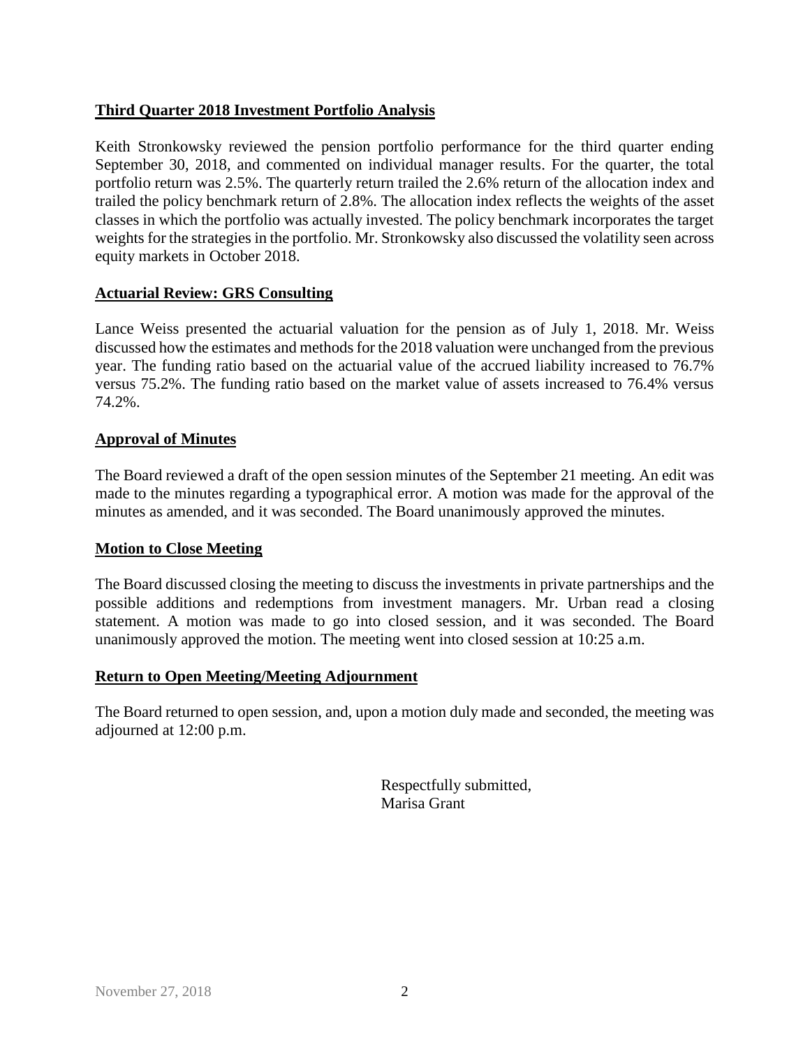**Third Quarter 2018 Investment Portfolio Analysis**

Keith Stronkowsky reviewed the pension portfolio performance for the third quarter ending September 30, 2018, and commented on individual manager results. For the quarter, the total portfolio return was 2.5%. The quarterly return trailed the 2.6% return of the allocation index and trailed the policy benchmark return of 2.8%. The allocation index reflects the weights of the asset classes in which the portfolio was actually invested. The policy benchmark incorporates the target weights for the strategies in the portfolio. Mr. Stronkowsky also discussed the volatility seen across equity markets in October 2018.

**Actuarial Review: GRS Consulting**

Lance Weiss presented the actuarial valuation for the pension as of July 1, 2018. Mr. Weiss discussed how the estimates and methods for the 2018 valuation were unchanged from the previous year. The funding ratio based on the actuarial value of the accrued liability increased to 76.7% versus 75.2%. The funding ratio based on the market value of assets increased to 76.4% versus 74.2%.

**Approval of Minutes**

The Board reviewed a draft of the open session minutes of the September 21 meeting. An edit was made to the minutes regarding a typographical error. A motion was made for the approval of the minutes as amended, and it was seconded. The Board unanimously approved the minutes.

**Motion to Close Meeting**

The Board discussed closing the meeting to discuss the investments in private partnerships and the possible additions and redemptions from investment managers. Mr. Urban read a closing statement. A motion was made to go into closed session, and it was seconded. The Board unanimously approved the motion. The meeting went into closed session at 10:25 a.m.

**Return to Open Meeting/Meeting Adjournment**

The Board returned to open session, and, upon a motion duly made and seconded, the meeting was adjourned at 12:00 p.m.

Respectfully submitted,
Marisa Grant